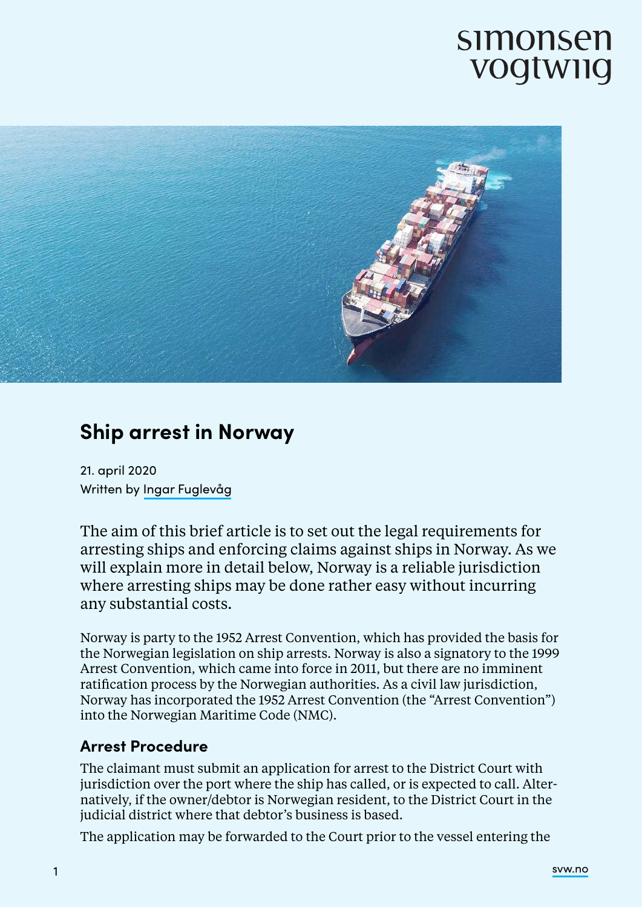# Ship arrest in Norway

21. april 2020
Written by Ingar Fuglevåg

The aim of this brief article is to set out the legal requirements for arresting ships and enforcing claims against ships in Norway. As we will explain more in detail below, Norway is a reliable jurisdiction where arresting ships may be done rather easy without incurring any substantial costs.

Norway is party to the 1952 Arrest Convention, which has provided the basis for the Norwegian legislation on ship arrests. Norway is also a signatory to the 1999 Arrest Convention, which came into force in 2011, but there are no imminent ratification process by the Norwegian authorities. As a civil law jurisdiction, Norway has incorporated the 1952 Arrest Convention (the "Arrest Convention") into the Norwegian Maritime Code (NMC).

## Arrest Procedure

The claimant must submit an application for arrest to the District Court with jurisdiction over the port where the ship has called, or is expected to call. Alternatively, if the owner/debtor is Norwegian resident, to the District Court in the judicial district where that debtor's business is based.

The application may be forwarded to the Court prior to the vessel entering the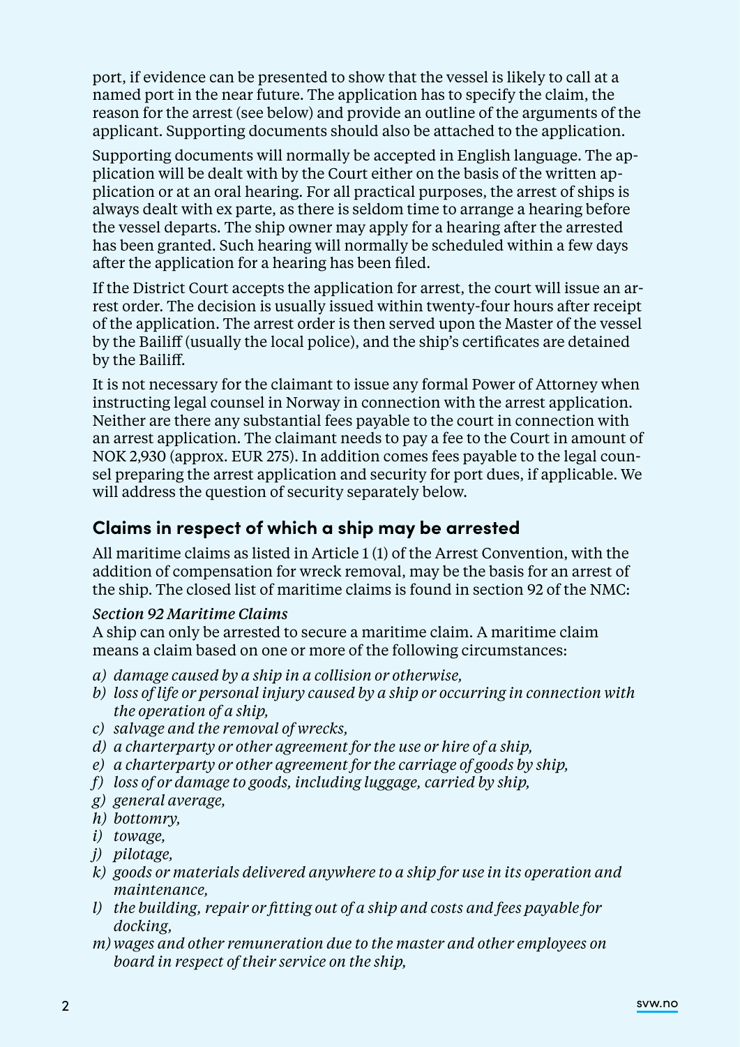port, if evidence can be presented to show that the vessel is likely to call at a named port in the near future. The application has to specify the claim, the reason for the arrest (see below) and provide an outline of the arguments of the applicant. Supporting documents should also be attached to the application.

Supporting documents will normally be accepted in English language. The application will be dealt with by the Court either on the basis of the written application or at an oral hearing. For all practical purposes, the arrest of ships is always dealt with ex parte, as there is seldom time to arrange a hearing before the vessel departs. The ship owner may apply for a hearing after the arrested has been granted. Such hearing will normally be scheduled within a few days after the application for a hearing has been filed.

If the District Court accepts the application for arrest, the court will issue an arrest order. The decision is usually issued within twenty-four hours after receipt of the application. The arrest order is then served upon the Master of the vessel by the Bailiff (usually the local police), and the ship's certificates are detained by the Bailiff.

It is not necessary for the claimant to issue any formal Power of Attorney when instructing legal counsel in Norway in connection with the arrest application. Neither are there any substantial fees payable to the court in connection with an arrest application. The claimant needs to pay a fee to the Court in amount of NOK 2,930 (approx. EUR 275). In addition comes fees payable to the legal counsel preparing the arrest application and security for port dues, if applicable. We will address the question of security separately below.

## Claims in respect of which a ship may be arrested

All maritime claims as listed in Article 1 (1) of the Arrest Convention, with the addition of compensation for wreck removal, may be the basis for an arrest of the ship. The closed list of maritime claims is found in section 92 of the NMC:

***Section 92 Maritime Claims***

A ship can only be arrested to secure a maritime claim. A maritime claim means a claim based on one or more of the following circumstances:

- *a) damage caused by a ship in a collision or otherwise,*
- *b) loss of life or personal injury caused by a ship or occurring in connection with the operation of a ship,*
- *c) salvage and the removal of wrecks,*
- *d) a charterparty or other agreement for the use or hire of a ship,*
- *e) a charterparty or other agreement for the carriage of goods by ship,*
- *f) loss of or damage to goods, including luggage, carried by ship,*
- *g) general average,*
- *h) bottomry,*
- *i) towage,*
- *j) pilotage,*
- *k) goods or materials delivered anywhere to a ship for use in its operation and maintenance,*
- *l) the building, repair or fitting out of a ship and costs and fees payable for docking,*
- *m) wages and other remuneration due to the master and other employees on board in respect of their service on the ship,*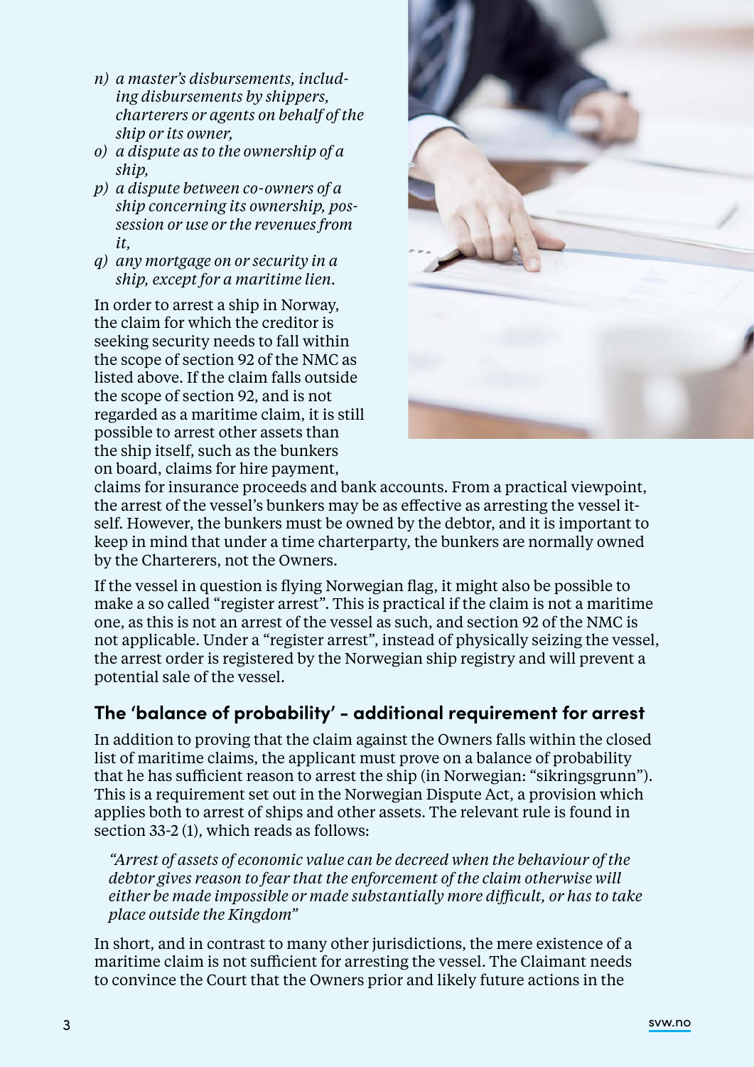*n) a master's disbursements, including disbursements by shippers, charterers or agents on behalf of the ship or its owner,*

*o) a dispute as to the ownership of a ship,*

*p) a dispute between co-owners of a ship concerning its ownership, possession or use or the revenues from it,*

*q) any mortgage on or security in a ship, except for a maritime lien.*

In order to arrest a ship in Norway, the claim for which the creditor is seeking security needs to fall within the scope of section 92 of the NMC as listed above. If the claim falls outside the scope of section 92, and is not regarded as a maritime claim, it is still possible to arrest other assets than the ship itself, such as the bunkers on board, claims for hire payment, claims for insurance proceeds and bank accounts. From a practical viewpoint, the arrest of the vessel's bunkers may be as effective as arresting the vessel itself. However, the bunkers must be owned by the debtor, and it is important to keep in mind that under a time charterparty, the bunkers are normally owned by the Charterers, not the Owners.

If the vessel in question is flying Norwegian flag, it might also be possible to make a so called "register arrest". This is practical if the claim is not a maritime one, as this is not an arrest of the vessel as such, and section 92 of the NMC is not applicable. Under a "register arrest", instead of physically seizing the vessel, the arrest order is registered by the Norwegian ship registry and will prevent a potential sale of the vessel.

## The 'balance of probability' - additional requirement for arrest

In addition to proving that the claim against the Owners falls within the closed list of maritime claims, the applicant must prove on a balance of probability that he has sufficient reason to arrest the ship (in Norwegian: "sikringsgrunn"). This is a requirement set out in the Norwegian Dispute Act, a provision which applies both to arrest of ships and other assets. The relevant rule is found in section 33-2 (1), which reads as follows:

> *"Arrest of assets of economic value can be decreed when the behaviour of the debtor gives reason to fear that the enforcement of the claim otherwise will either be made impossible or made substantially more difficult, or has to take place outside the Kingdom"*

In short, and in contrast to many other jurisdictions, the mere existence of a maritime claim is not sufficient for arresting the vessel. The Claimant needs to convince the Court that the Owners prior and likely future actions in the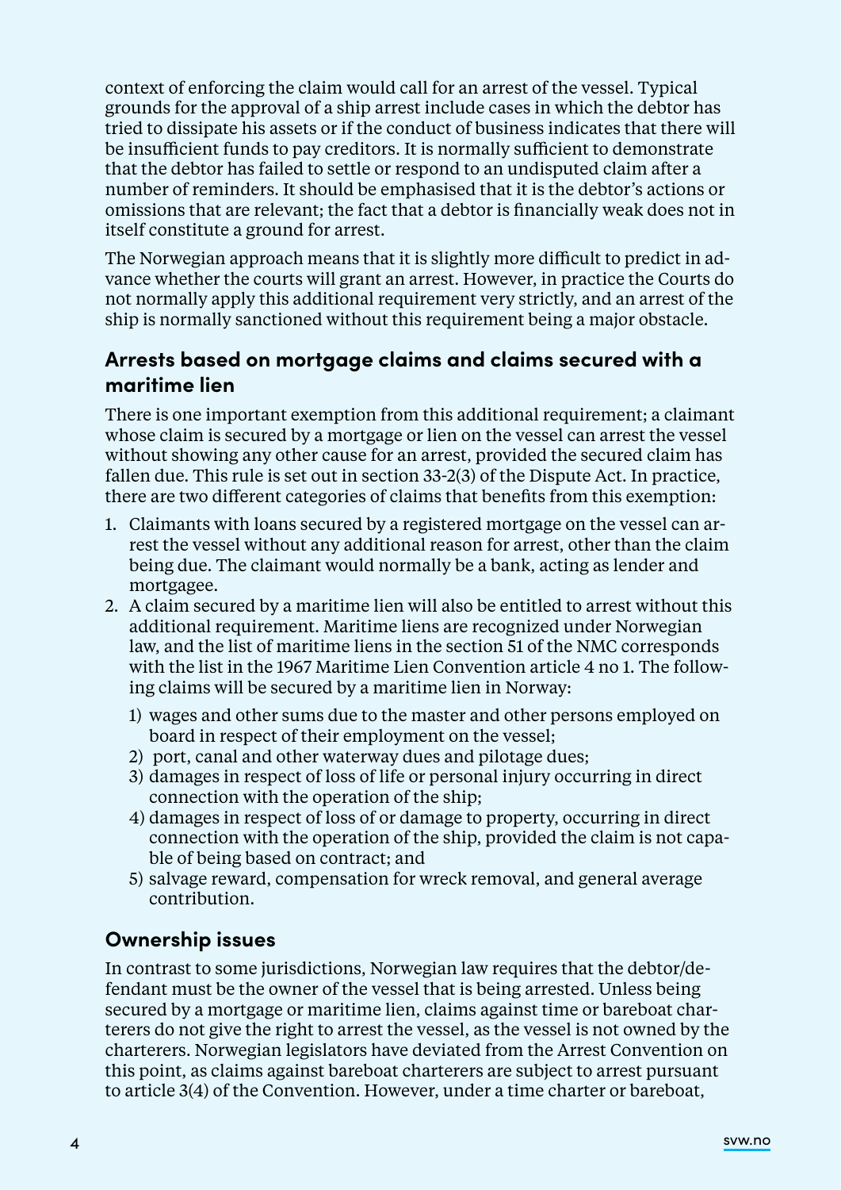context of enforcing the claim would call for an arrest of the vessel. Typical grounds for the approval of a ship arrest include cases in which the debtor has tried to dissipate his assets or if the conduct of business indicates that there will be insufficient funds to pay creditors. It is normally sufficient to demonstrate that the debtor has failed to settle or respond to an undisputed claim after a number of reminders. It should be emphasised that it is the debtor's actions or omissions that are relevant; the fact that a debtor is financially weak does not in itself constitute a ground for arrest.

The Norwegian approach means that it is slightly more difficult to predict in advance whether the courts will grant an arrest. However, in practice the Courts do not normally apply this additional requirement very strictly, and an arrest of the ship is normally sanctioned without this requirement being a major obstacle.

## Arrests based on mortgage claims and claims secured with a maritime lien

There is one important exemption from this additional requirement; a claimant whose claim is secured by a mortgage or lien on the vessel can arrest the vessel without showing any other cause for an arrest, provided the secured claim has fallen due. This rule is set out in section 33-2(3) of the Dispute Act. In practice, there are two different categories of claims that benefits from this exemption:

1. Claimants with loans secured by a registered mortgage on the vessel can arrest the vessel without any additional reason for arrest, other than the claim being due. The claimant would normally be a bank, acting as lender and mortgagee.
2. A claim secured by a maritime lien will also be entitled to arrest without this additional requirement. Maritime liens are recognized under Norwegian law, and the list of maritime liens in the section 51 of the NMC corresponds with the list in the 1967 Maritime Lien Convention article 4 no 1. The following claims will be secured by a maritime lien in Norway:
   1) wages and other sums due to the master and other persons employed on board in respect of their employment on the vessel;
   2) port, canal and other waterway dues and pilotage dues;
   3) damages in respect of loss of life or personal injury occurring in direct connection with the operation of the ship;
   4) damages in respect of loss of or damage to property, occurring in direct connection with the operation of the ship, provided the claim is not capable of being based on contract; and
   5) salvage reward, compensation for wreck removal, and general average contribution.

## Ownership issues

In contrast to some jurisdictions, Norwegian law requires that the debtor/defendant must be the owner of the vessel that is being arrested. Unless being secured by a mortgage or maritime lien, claims against time or bareboat charterers do not give the right to arrest the vessel, as the vessel is not owned by the charterers. Norwegian legislators have deviated from the Arrest Convention on this point, as claims against bareboat charterers are subject to arrest pursuant to article 3(4) of the Convention. However, under a time charter or bareboat,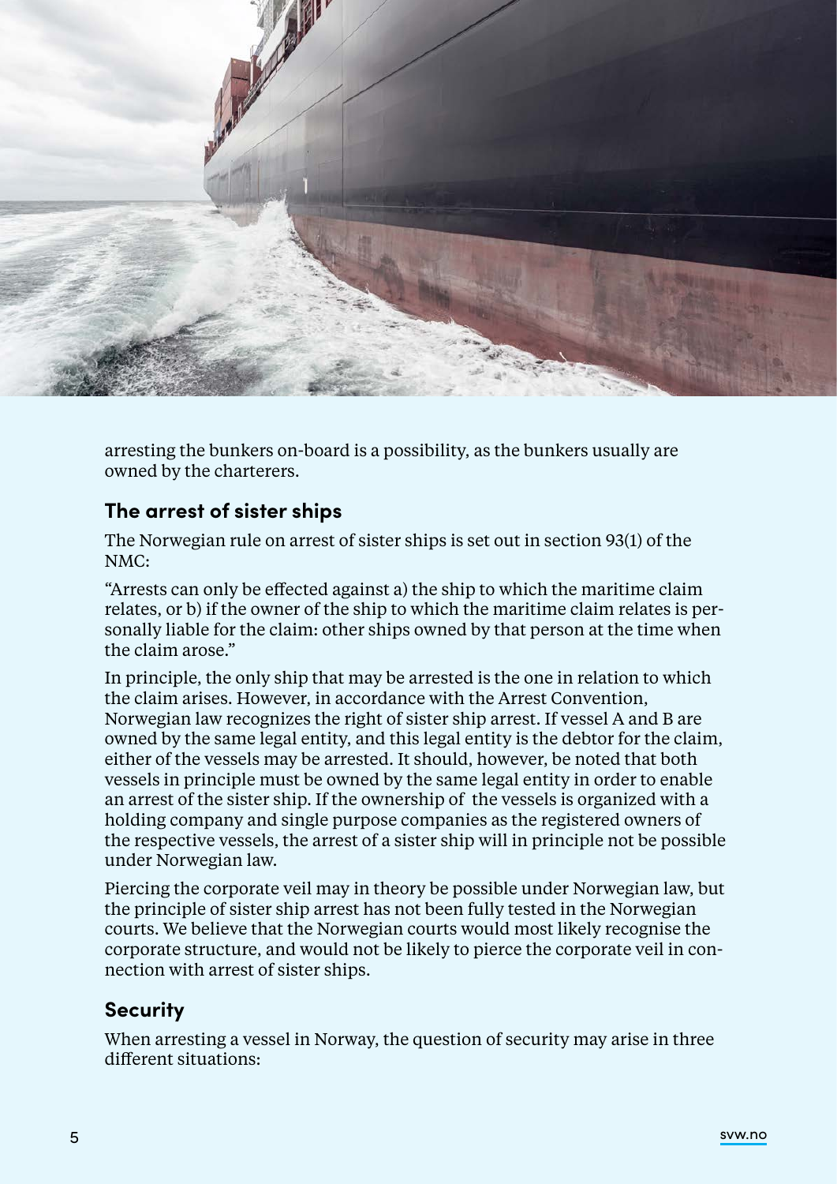arresting the bunkers on-board is a possibility, as the bunkers usually are owned by the charterers.

## The arrest of sister ships

The Norwegian rule on arrest of sister ships is set out in section 93(1) of the NMC:

"Arrests can only be effected against a) the ship to which the maritime claim relates, or b) if the owner of the ship to which the maritime claim relates is personally liable for the claim: other ships owned by that person at the time when the claim arose."

In principle, the only ship that may be arrested is the one in relation to which the claim arises. However, in accordance with the Arrest Convention, Norwegian law recognizes the right of sister ship arrest. If vessel A and B are owned by the same legal entity, and this legal entity is the debtor for the claim, either of the vessels may be arrested. It should, however, be noted that both vessels in principle must be owned by the same legal entity in order to enable an arrest of the sister ship. If the ownership of the vessels is organized with a holding company and single purpose companies as the registered owners of the respective vessels, the arrest of a sister ship will in principle not be possible under Norwegian law.

Piercing the corporate veil may in theory be possible under Norwegian law, but the principle of sister ship arrest has not been fully tested in the Norwegian courts. We believe that the Norwegian courts would most likely recognise the corporate structure, and would not be likely to pierce the corporate veil in connection with arrest of sister ships.

## Security

When arresting a vessel in Norway, the question of security may arise in three different situations: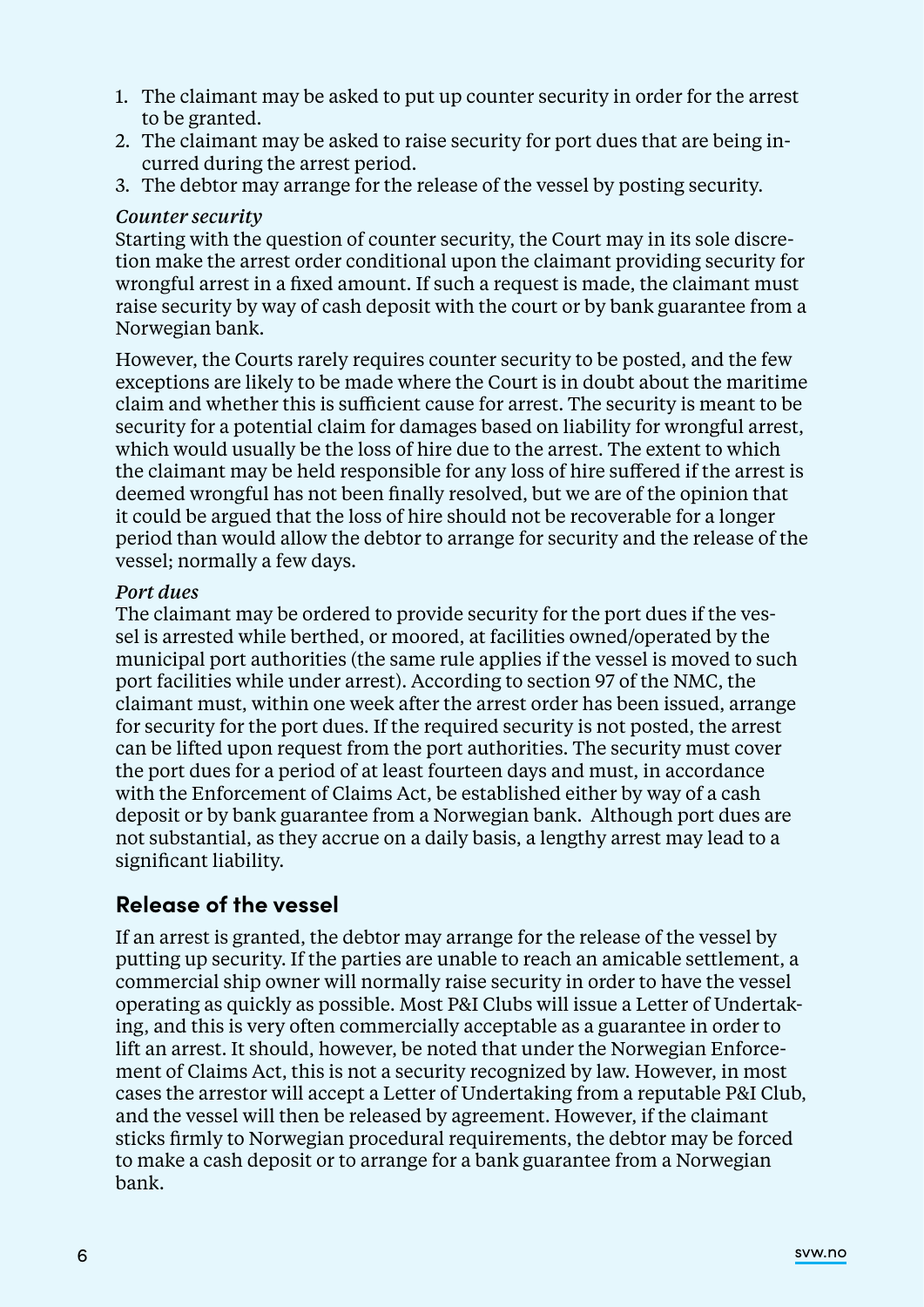1. The claimant may be asked to put up counter security in order for the arrest to be granted.
2. The claimant may be asked to raise security for port dues that are being incurred during the arrest period.
3. The debtor may arrange for the release of the vessel by posting security.

*Counter security*

Starting with the question of counter security, the Court may in its sole discretion make the arrest order conditional upon the claimant providing security for wrongful arrest in a fixed amount. If such a request is made, the claimant must raise security by way of cash deposit with the court or by bank guarantee from a Norwegian bank.

However, the Courts rarely requires counter security to be posted, and the few exceptions are likely to be made where the Court is in doubt about the maritime claim and whether this is sufficient cause for arrest. The security is meant to be security for a potential claim for damages based on liability for wrongful arrest, which would usually be the loss of hire due to the arrest. The extent to which the claimant may be held responsible for any loss of hire suffered if the arrest is deemed wrongful has not been finally resolved, but we are of the opinion that it could be argued that the loss of hire should not be recoverable for a longer period than would allow the debtor to arrange for security and the release of the vessel; normally a few days.

*Port dues*

The claimant may be ordered to provide security for the port dues if the vessel is arrested while berthed, or moored, at facilities owned/operated by the municipal port authorities (the same rule applies if the vessel is moved to such port facilities while under arrest). According to section 97 of the NMC, the claimant must, within one week after the arrest order has been issued, arrange for security for the port dues. If the required security is not posted, the arrest can be lifted upon request from the port authorities. The security must cover the port dues for a period of at least fourteen days and must, in accordance with the Enforcement of Claims Act, be established either by way of a cash deposit or by bank guarantee from a Norwegian bank. Although port dues are not substantial, as they accrue on a daily basis, a lengthy arrest may lead to a significant liability.

## Release of the vessel

If an arrest is granted, the debtor may arrange for the release of the vessel by putting up security. If the parties are unable to reach an amicable settlement, a commercial ship owner will normally raise security in order to have the vessel operating as quickly as possible. Most P&I Clubs will issue a Letter of Undertaking, and this is very often commercially acceptable as a guarantee in order to lift an arrest. It should, however, be noted that under the Norwegian Enforcement of Claims Act, this is not a security recognized by law. However, in most cases the arrestor will accept a Letter of Undertaking from a reputable P&I Club, and the vessel will then be released by agreement. However, if the claimant sticks firmly to Norwegian procedural requirements, the debtor may be forced to make a cash deposit or to arrange for a bank guarantee from a Norwegian bank.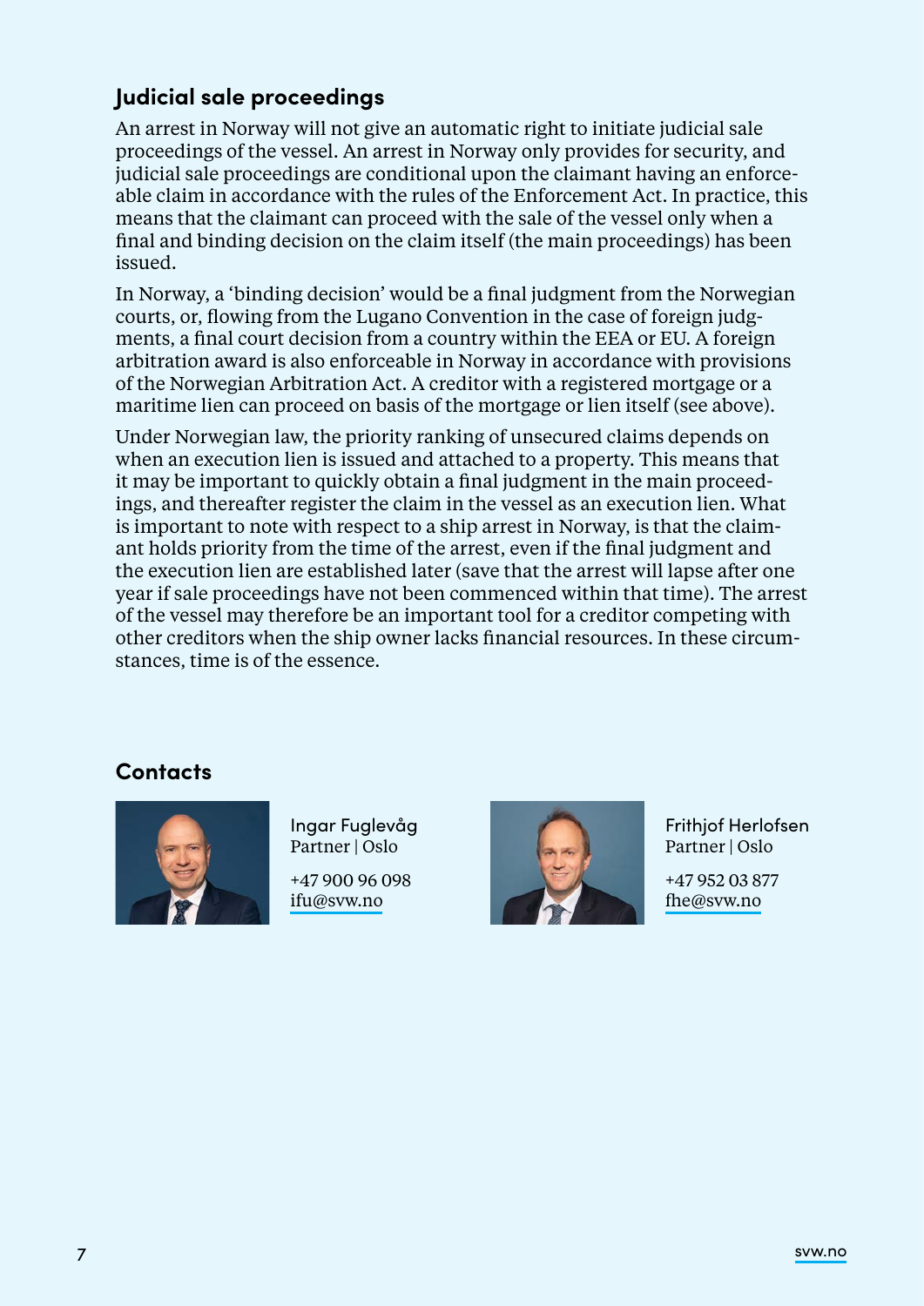## Judicial sale proceedings

An arrest in Norway will not give an automatic right to initiate judicial sale proceedings of the vessel. An arrest in Norway only provides for security, and judicial sale proceedings are conditional upon the claimant having an enforceable claim in accordance with the rules of the Enforcement Act. In practice, this means that the claimant can proceed with the sale of the vessel only when a final and binding decision on the claim itself (the main proceedings) has been issued.

In Norway, a 'binding decision' would be a final judgment from the Norwegian courts, or, flowing from the Lugano Convention in the case of foreign judgments, a final court decision from a country within the EEA or EU. A foreign arbitration award is also enforceable in Norway in accordance with provisions of the Norwegian Arbitration Act. A creditor with a registered mortgage or a maritime lien can proceed on basis of the mortgage or lien itself (see above).

Under Norwegian law, the priority ranking of unsecured claims depends on when an execution lien is issued and attached to a property. This means that it may be important to quickly obtain a final judgment in the main proceedings, and thereafter register the claim in the vessel as an execution lien. What is important to note with respect to a ship arrest in Norway, is that the claimant holds priority from the time of the arrest, even if the final judgment and the execution lien are established later (save that the arrest will lapse after one year if sale proceedings have not been commenced within that time). The arrest of the vessel may therefore be an important tool for a creditor competing with other creditors when the ship owner lacks financial resources. In these circumstances, time is of the essence.

## Contacts

Ingar Fuglevåg
Partner | Oslo

+47 900 96 098
ifu@svw.no

Frithjof Herlofsen
Partner | Oslo

+47 952 03 877
fhe@svw.no